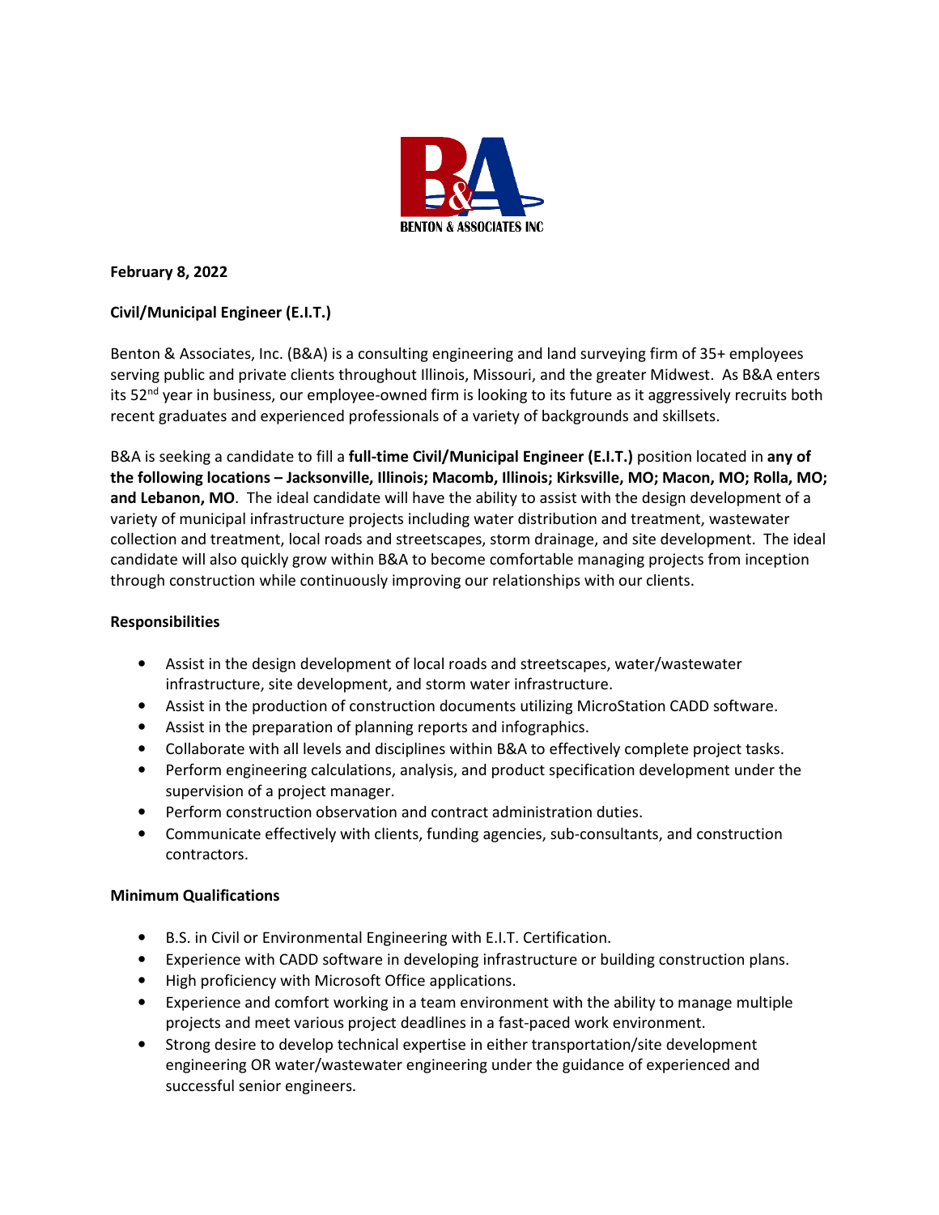**February 8, 2022**

**Civil/Municipal Engineer (E.I.T.)**

Benton & Associates, Inc. (B&A) is a consulting engineering and land surveying firm of 35+ employees serving public and private clients throughout Illinois, Missouri, and the greater Midwest. As B&A enters its 52nd year in business, our employee-owned firm is looking to its future as it aggressively recruits both recent graduates and experienced professionals of a variety of backgrounds and skillsets.

B&A is seeking a candidate to fill a **full-time Civil/Municipal Engineer (E.I.T.)** position located in **any of the following locations – Jacksonville, Illinois; Macomb, Illinois; Kirksville, MO; Macon, MO; Rolla, MO; and Lebanon, MO**. The ideal candidate will have the ability to assist with the design development of a variety of municipal infrastructure projects including water distribution and treatment, wastewater collection and treatment, local roads and streetscapes, storm drainage, and site development. The ideal candidate will also quickly grow within B&A to become comfortable managing projects from inception through construction while continuously improving our relationships with our clients.

**Responsibilities**

- Assist in the design development of local roads and streetscapes, water/wastewater infrastructure, site development, and storm water infrastructure.
- Assist in the production of construction documents utilizing MicroStation CADD software.
- Assist in the preparation of planning reports and infographics.
- Collaborate with all levels and disciplines within B&A to effectively complete project tasks.
- Perform engineering calculations, analysis, and product specification development under the supervision of a project manager.
- Perform construction observation and contract administration duties.
- Communicate effectively with clients, funding agencies, sub-consultants, and construction contractors.

**Minimum Qualifications**

- B.S. in Civil or Environmental Engineering with E.I.T. Certification.
- Experience with CADD software in developing infrastructure or building construction plans.
- High proficiency with Microsoft Office applications.
- Experience and comfort working in a team environment with the ability to manage multiple projects and meet various project deadlines in a fast-paced work environment.
- Strong desire to develop technical expertise in either transportation/site development engineering OR water/wastewater engineering under the guidance of experienced and successful senior engineers.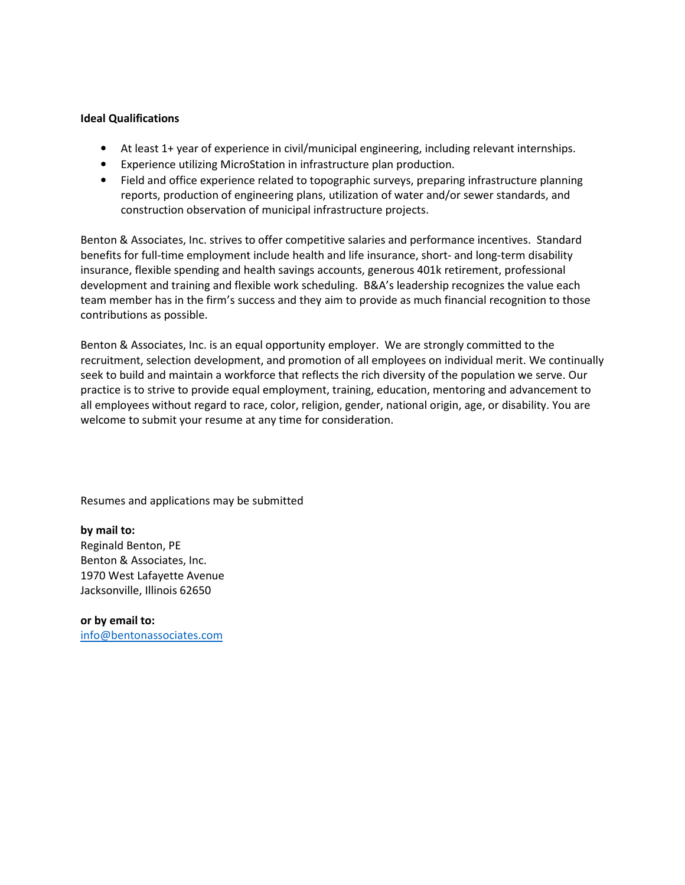**Ideal Qualifications**

- At least 1+ year of experience in civil/municipal engineering, including relevant internships.
- Experience utilizing MicroStation in infrastructure plan production.
- Field and office experience related to topographic surveys, preparing infrastructure planning reports, production of engineering plans, utilization of water and/or sewer standards, and construction observation of municipal infrastructure projects.

Benton & Associates, Inc. strives to offer competitive salaries and performance incentives. Standard benefits for full-time employment include health and life insurance, short- and long-term disability insurance, flexible spending and health savings accounts, generous 401k retirement, professional development and training and flexible work scheduling. B&A's leadership recognizes the value each team member has in the firm's success and they aim to provide as much financial recognition to those contributions as possible.

Benton & Associates, Inc. is an equal opportunity employer. We are strongly committed to the recruitment, selection development, and promotion of all employees on individual merit. We continually seek to build and maintain a workforce that reflects the rich diversity of the population we serve. Our practice is to strive to provide equal employment, training, education, mentoring and advancement to all employees without regard to race, color, religion, gender, national origin, age, or disability. You are welcome to submit your resume at any time for consideration.

Resumes and applications may be submitted

**by mail to:**
Reginald Benton, PE
Benton & Associates, Inc.
1970 West Lafayette Avenue
Jacksonville, Illinois 62650

**or by email to:**
info@bentonassociates.com